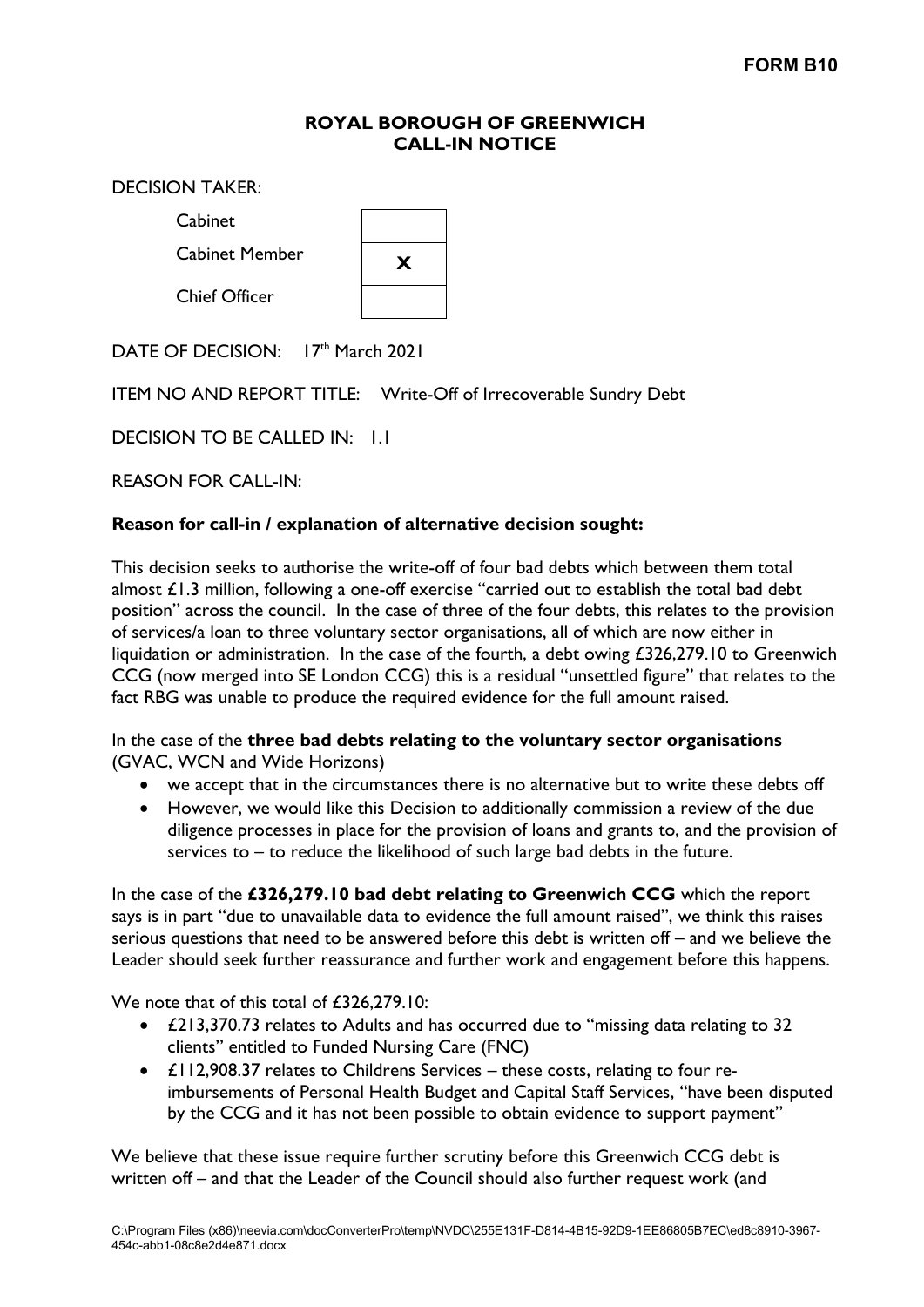**FORM B10**

**ROYAL BOROUGH OF GREENWICH**
**CALL-IN NOTICE**

DECISION TAKER:

| | |
|---|---|
| Cabinet | |
| Cabinet Member | **X** |
| Chief Officer | |

DATE OF DECISION: 17th March 2021

ITEM NO AND REPORT TITLE: Write-Off of Irrecoverable Sundry Debt

DECISION TO BE CALLED IN: 1.1

REASON FOR CALL-IN:

**Reason for call-in / explanation of alternative decision sought:**

This decision seeks to authorise the write-off of four bad debts which between them total almost £1.3 million, following a one-off exercise "carried out to establish the total bad debt position" across the council. In the case of three of the four debts, this relates to the provision of services/a loan to three voluntary sector organisations, all of which are now either in liquidation or administration. In the case of the fourth, a debt owing £326,279.10 to Greenwich CCG (now merged into SE London CCG) this is a residual "unsettled figure" that relates to the fact RBG was unable to produce the required evidence for the full amount raised.

In the case of the **three bad debts relating to the voluntary sector organisations** (GVAC, WCN and Wide Horizons)

- we accept that in the circumstances there is no alternative but to write these debts off
- However, we would like this Decision to additionally commission a review of the due diligence processes in place for the provision of loans and grants to, and the provision of services to – to reduce the likelihood of such large bad debts in the future.

In the case of the **£326,279.10 bad debt relating to Greenwich CCG** which the report says is in part "due to unavailable data to evidence the full amount raised", we think this raises serious questions that need to be answered before this debt is written off – and we believe the Leader should seek further reassurance and further work and engagement before this happens.

We note that of this total of £326,279.10:

- £213,370.73 relates to Adults and has occurred due to "missing data relating to 32 clients" entitled to Funded Nursing Care (FNC)
- £112,908.37 relates to Childrens Services – these costs, relating to four re-imbursements of Personal Health Budget and Capital Staff Services, "have been disputed by the CCG and it has not been possible to obtain evidence to support payment"

We believe that these issue require further scrutiny before this Greenwich CCG debt is written off – and that the Leader of the Council should also further request work (and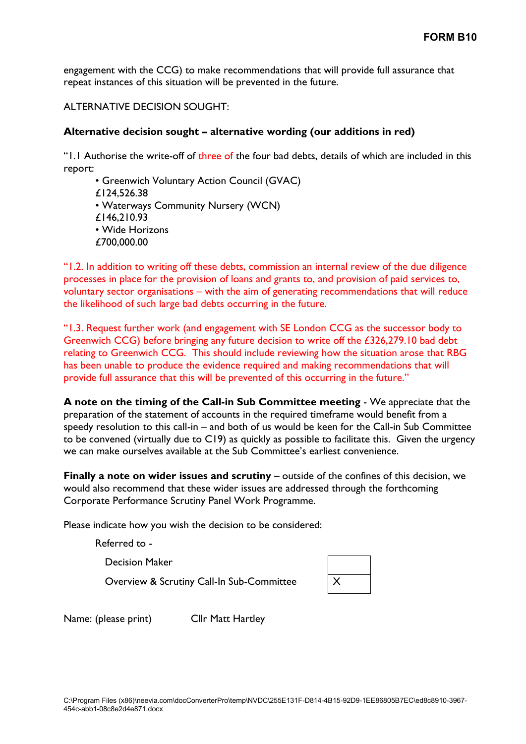engagement with the CCG) to make recommendations that will provide full assurance that repeat instances of this situation will be prevented in the future.

ALTERNATIVE DECISION SOUGHT:

**Alternative decision sought – alternative wording (our additions in red)**

"1.1 Authorise the write-off of three of the four bad debts, details of which are included in this report:

- Greenwich Voluntary Action Council (GVAC) £124,526.38
- Waterways Community Nursery (WCN) £146,210.93
- Wide Horizons £700,000.00

"1.2. In addition to writing off these debts, commission an internal review of the due diligence processes in place for the provision of loans and grants to, and provision of paid services to, voluntary sector organisations – with the aim of generating recommendations that will reduce the likelihood of such large bad debts occurring in the future.

"1.3. Request further work (and engagement with SE London CCG as the successor body to Greenwich CCG) before bringing any future decision to write off the £326,279.10 bad debt relating to Greenwich CCG. This should include reviewing how the situation arose that RBG has been unable to produce the evidence required and making recommendations that will provide full assurance that this will be prevented of this occurring in the future."

**A note on the timing of the Call-in Sub Committee meeting** - We appreciate that the preparation of the statement of accounts in the required timeframe would benefit from a speedy resolution to this call-in – and both of us would be keen for the Call-in Sub Committee to be convened (virtually due to C19) as quickly as possible to facilitate this. Given the urgency we can make ourselves available at the Sub Committee's earliest convenience.

**Finally a note on wider issues and scrutiny** – outside of the confines of this decision, we would also recommend that these wider issues are addressed through the forthcoming Corporate Performance Scrutiny Panel Work Programme.

Please indicate how you wish the decision to be considered:

Referred to -

| | |
|---|---|
| Decision Maker | |
| Overview & Scrutiny Call-In Sub-Committee | X |

Name: (please print) Cllr Matt Hartley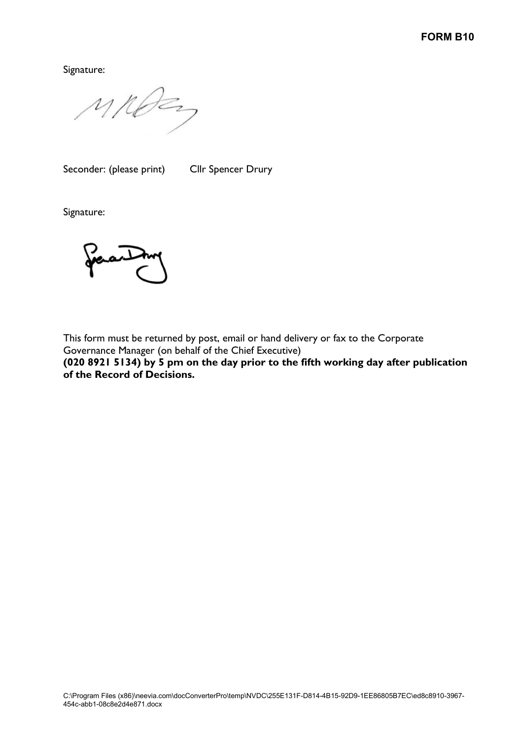**FORM B10**

Signature:

Seconder: (please print) Cllr Spencer Drury

Signature:

This form must be returned by post, email or hand delivery or fax to the Corporate Governance Manager (on behalf of the Chief Executive)
**(020 8921 5134) by 5 pm on the day prior to the fifth working day after publication of the Record of Decisions.**

C:\Program Files (x86)\neevia.com\docConverterPro\temp\NVDC\255E131F-D814-4B15-92D9-1EE86805B7EC\ed8c8910-3967-454c-abb1-08c8e2d4e871.docx